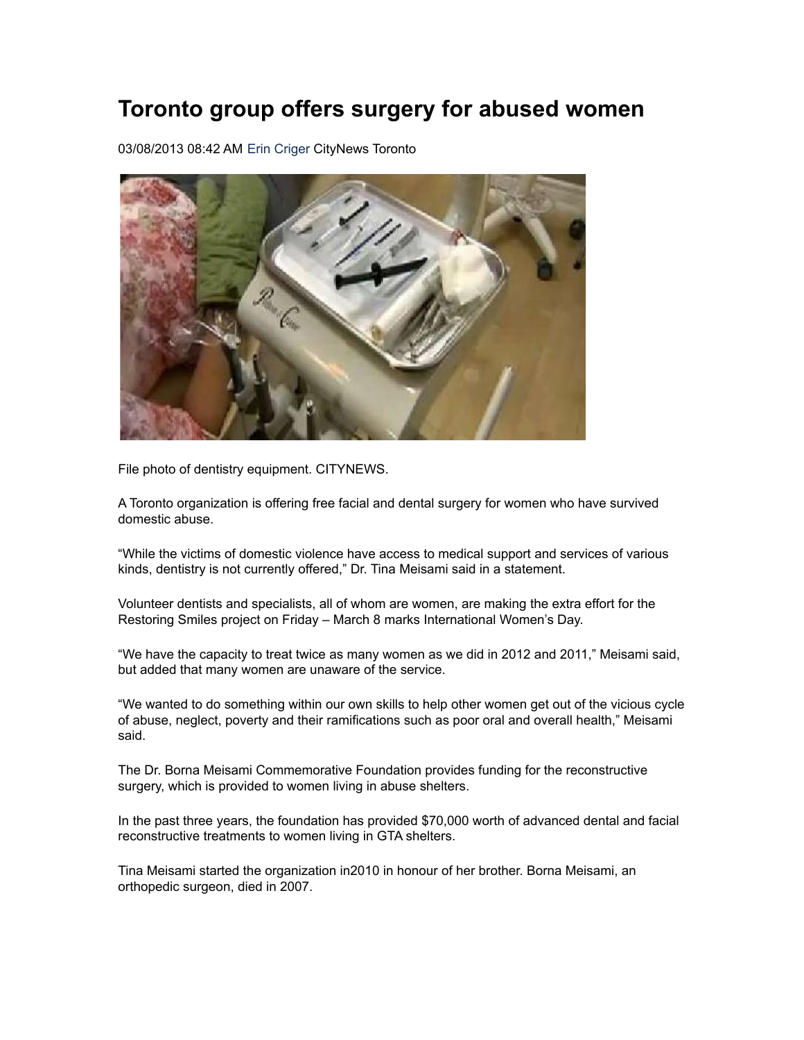# Toronto group offers surgery for abused women

03/08/2013 08:42 AM Erin Criger CityNews Toronto

File photo of dentistry equipment. CITYNEWS.

A Toronto organization is offering free facial and dental surgery for women who have survived domestic abuse.

“While the victims of domestic violence have access to medical support and services of various kinds, dentistry is not currently offered,” Dr. Tina Meisami said in a statement.

Volunteer dentists and specialists, all of whom are women, are making the extra effort for the Restoring Smiles project on Friday – March 8 marks International Women’s Day.

“We have the capacity to treat twice as many women as we did in 2012 and 2011,” Meisami said, but added that many women are unaware of the service.

“We wanted to do something within our own skills to help other women get out of the vicious cycle of abuse, neglect, poverty and their ramifications such as poor oral and overall health,” Meisami said.

The Dr. Borna Meisami Commemorative Foundation provides funding for the reconstructive surgery, which is provided to women living in abuse shelters.

In the past three years, the foundation has provided $70,000 worth of advanced dental and facial reconstructive treatments to women living in GTA shelters.

Tina Meisami started the organization in2010 in honour of her brother. Borna Meisami, an orthopedic surgeon, died in 2007.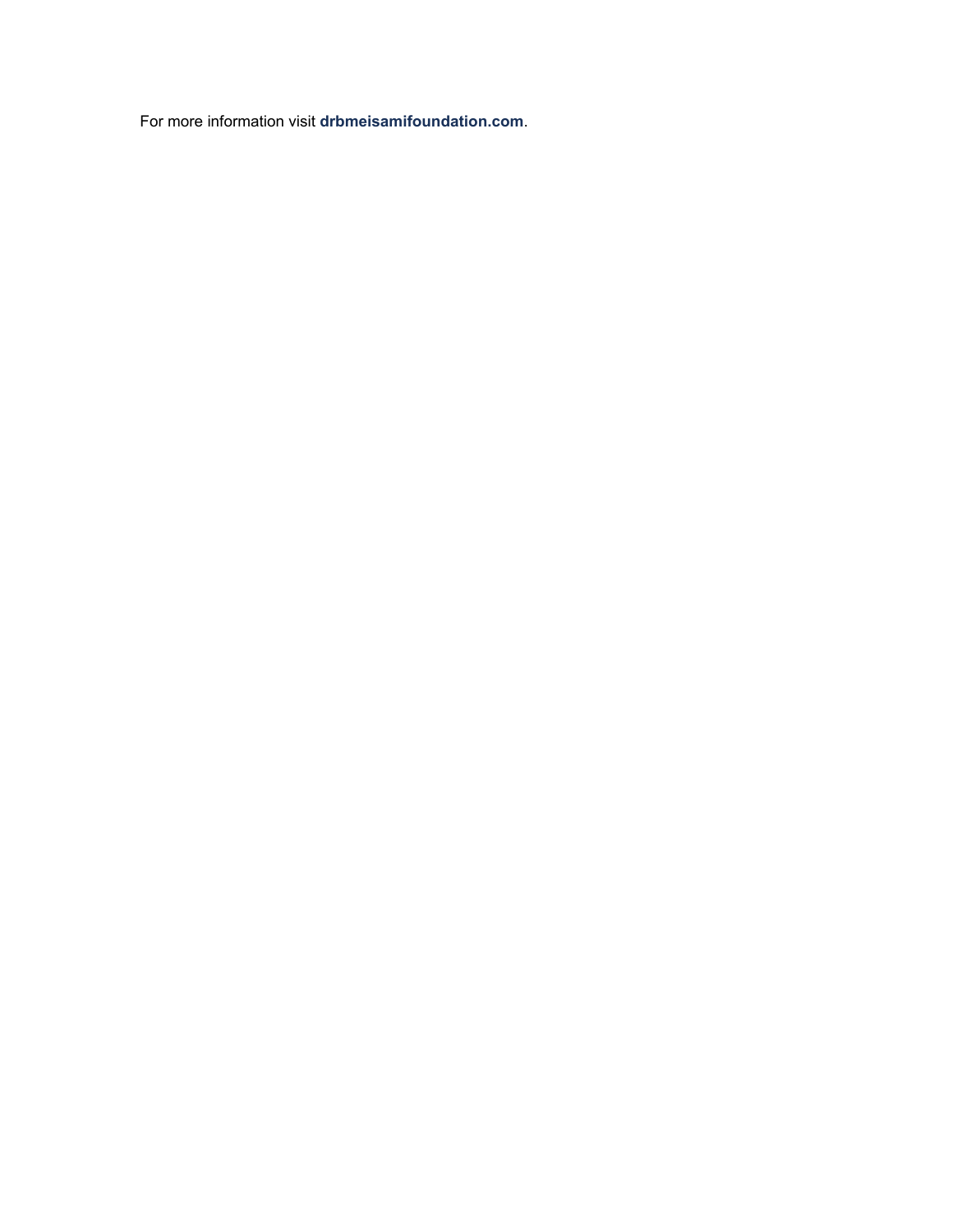For more information visit **drbmeisamifoundation.com**.